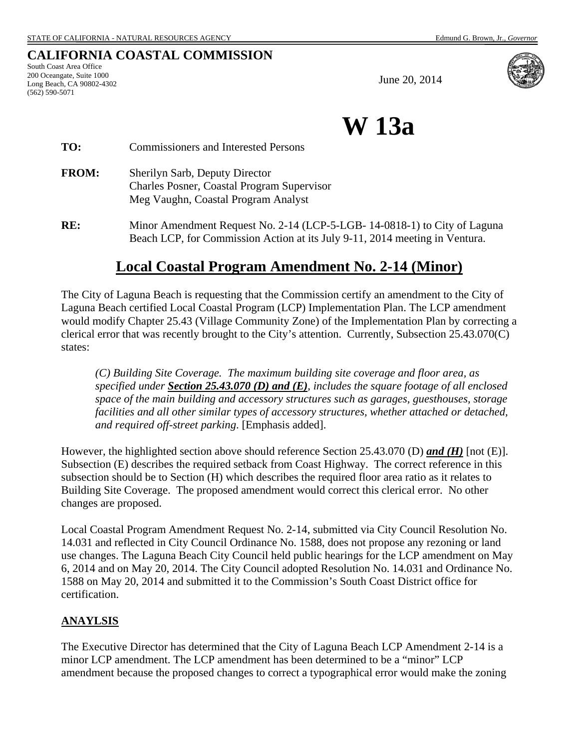STATE OF CALIFORNIA - NATURAL RESOURCES AGENCY Edmund G. Brown, Jr., *Governor*

**CALIFORNIA COASTAL COMMISSION**
South Coast Area Office
200 Oceangate, Suite 1000
Long Beach, CA 90802-4302
(562) 590-5071

June 20, 2014

# W 13a

**TO:** Commissioners and Interested Persons

**FROM:** Sherilyn Sarb, Deputy Director
Charles Posner, Coastal Program Supervisor
Meg Vaughn, Coastal Program Analyst

**RE:** Minor Amendment Request No. 2-14 (LCP-5-LGB- 14-0818-1) to City of Laguna Beach LCP, for Commission Action at its July 9-11, 2014 meeting in Ventura.

## Local Coastal Program Amendment No. 2-14 (Minor)

The City of Laguna Beach is requesting that the Commission certify an amendment to the City of Laguna Beach certified Local Coastal Program (LCP) Implementation Plan. The LCP amendment would modify Chapter 25.43 (Village Community Zone) of the Implementation Plan by correcting a clerical error that was recently brought to the City's attention. Currently, Subsection 25.43.070(C) states:

> *(C) Building Site Coverage. The maximum building site coverage and floor area, as specified under **Section 25.43.070 (D) and (E)**, includes the square footage of all enclosed space of the main building and accessory structures such as garages, guesthouses, storage facilities and all other similar types of accessory structures, whether attached or detached, and required off-street parking*. [Emphasis added].

However, the highlighted section above should reference Section 25.43.070 (D) ***and (H)*** [not (E)]. Subsection (E) describes the required setback from Coast Highway. The correct reference in this subsection should be to Section (H) which describes the required floor area ratio as it relates to Building Site Coverage. The proposed amendment would correct this clerical error. No other changes are proposed.

Local Coastal Program Amendment Request No. 2-14, submitted via City Council Resolution No. 14.031 and reflected in City Council Ordinance No. 1588, does not propose any rezoning or land use changes. The Laguna Beach City Council held public hearings for the LCP amendment on May 6, 2014 and on May 20, 2014. The City Council adopted Resolution No. 14.031 and Ordinance No. 1588 on May 20, 2014 and submitted it to the Commission's South Coast District office for certification.

### ANAYLSIS

The Executive Director has determined that the City of Laguna Beach LCP Amendment 2-14 is a minor LCP amendment. The LCP amendment has been determined to be a "minor" LCP amendment because the proposed changes to correct a typographical error would make the zoning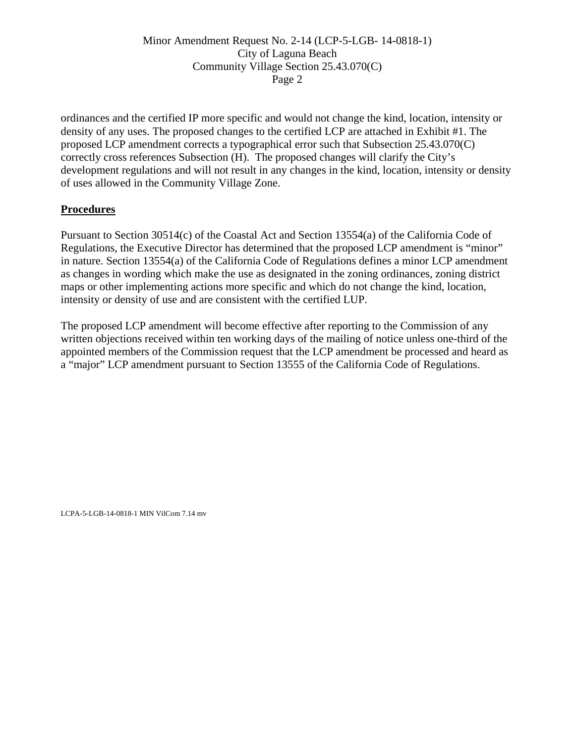ordinances and the certified IP more specific and would not change the kind, location, intensity or density of any uses. The proposed changes to the certified LCP are attached in Exhibit #1. The proposed LCP amendment corrects a typographical error such that Subsection 25.43.070(C) correctly cross references Subsection (H). The proposed changes will clarify the City's development regulations and will not result in any changes in the kind, location, intensity or density of uses allowed in the Community Village Zone.

## **Procedures**

Pursuant to Section 30514(c) of the Coastal Act and Section 13554(a) of the California Code of Regulations, the Executive Director has determined that the proposed LCP amendment is "minor" in nature. Section 13554(a) of the California Code of Regulations defines a minor LCP amendment as changes in wording which make the use as designated in the zoning ordinances, zoning district maps or other implementing actions more specific and which do not change the kind, location, intensity or density of use and are consistent with the certified LUP.

The proposed LCP amendment will become effective after reporting to the Commission of any written objections received within ten working days of the mailing of notice unless one-third of the appointed members of the Commission request that the LCP amendment be processed and heard as a "major" LCP amendment pursuant to Section 13555 of the California Code of Regulations.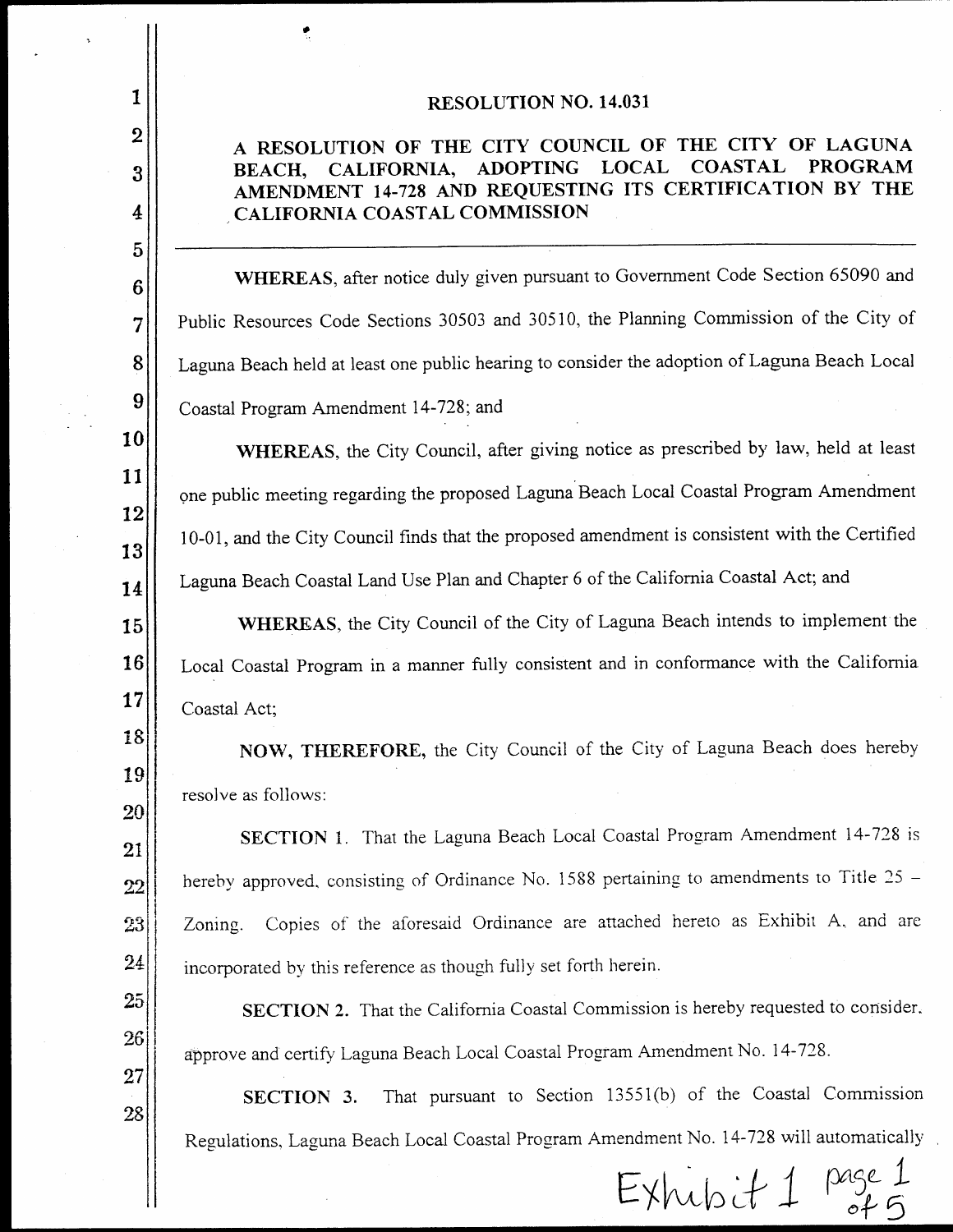# RESOLUTION NO. 14.031

## A RESOLUTION OF THE CITY COUNCIL OF THE CITY OF LAGUNA BEACH, CALIFORNIA, ADOPTING LOCAL COASTAL PROGRAM AMENDMENT 14-728 AND REQUESTING ITS CERTIFICATION BY THE CALIFORNIA COASTAL COMMISSION

---

**WHEREAS**, after notice duly given pursuant to Government Code Section 65090 and Public Resources Code Sections 30503 and 30510, the Planning Commission of the City of Laguna Beach held at least one public hearing to consider the adoption of Laguna Beach Local Coastal Program Amendment 14-728; and

**WHEREAS**, the City Council, after giving notice as prescribed by law, held at least one public meeting regarding the proposed Laguna Beach Local Coastal Program Amendment 10-01, and the City Council finds that the proposed amendment is consistent with the Certified Laguna Beach Coastal Land Use Plan and Chapter 6 of the California Coastal Act; and

**WHEREAS**, the City Council of the City of Laguna Beach intends to implement the Local Coastal Program in a manner fully consistent and in conformance with the California Coastal Act;

**NOW, THEREFORE,** the City Council of the City of Laguna Beach does hereby resolve as follows:

**SECTION 1**. That the Laguna Beach Local Coastal Program Amendment 14-728 is hereby approved, consisting of Ordinance No. 1588 pertaining to amendments to Title 25 – Zoning. Copies of the aforesaid Ordinance are attached hereto as Exhibit A, and are incorporated by this reference as though fully set forth herein.

**SECTION 2.** That the California Coastal Commission is hereby requested to consider, approve and certify Laguna Beach Local Coastal Program Amendment No. 14-728.

**SECTION 3.** That pursuant to Section 13551(b) of the Coastal Commission Regulations, Laguna Beach Local Coastal Program Amendment No. 14-728 will automatically

Exhibit 1 page 1 of 5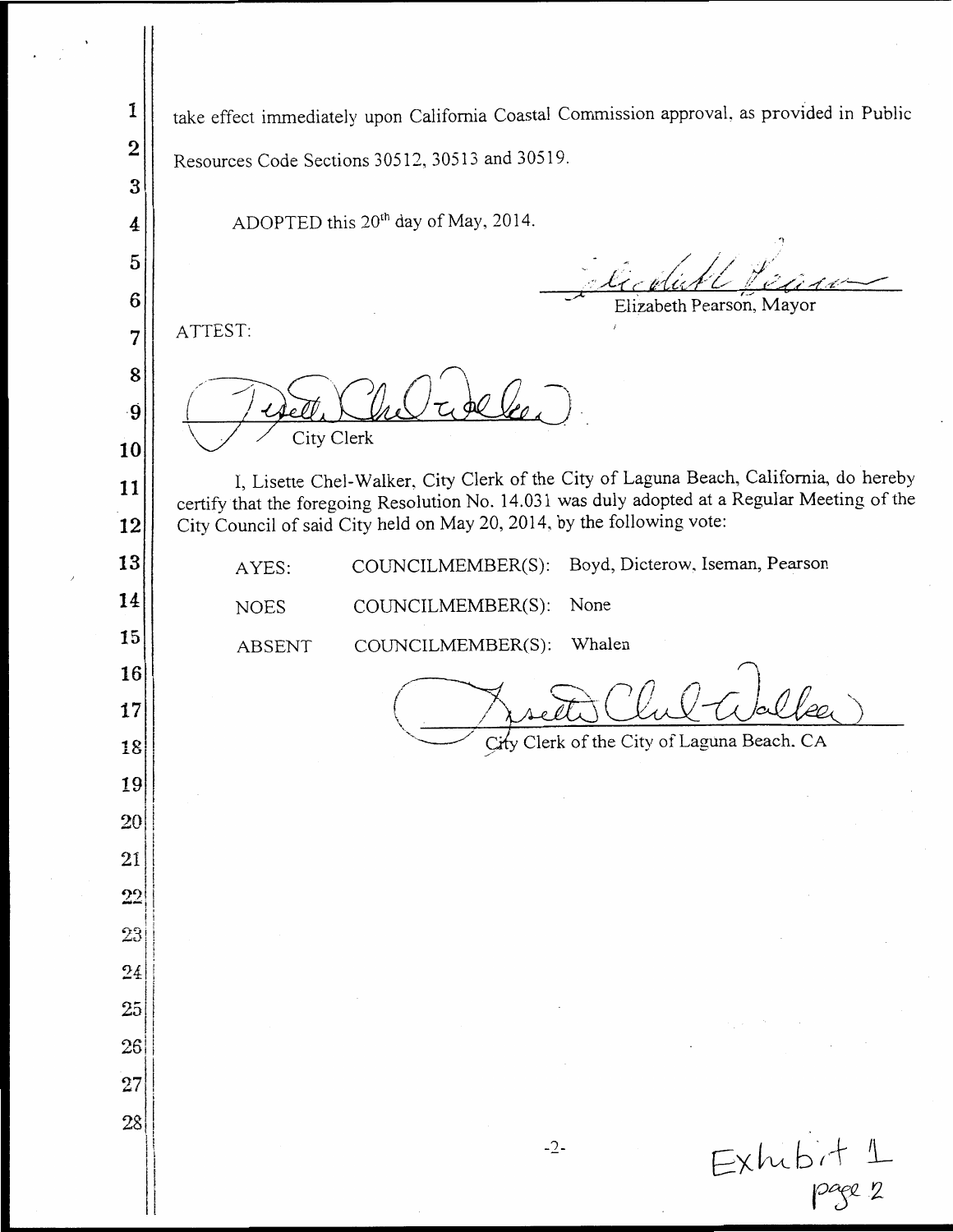take effect immediately upon California Coastal Commission approval, as provided in Public Resources Code Sections 30512, 30513 and 30519.

ADOPTED this 20th day of May, 2014.

Elizabeth Pearson, Mayor

ATTEST:

City Clerk

I, Lisette Chel-Walker, City Clerk of the City of Laguna Beach, California, do hereby certify that the foregoing Resolution No. 14.031 was duly adopted at a Regular Meeting of the City Council of said City held on May 20, 2014, by the following vote:

| | | |
|---|---|---|
| AYES: | COUNCILMEMBER(S): | Boyd, Dicterow, Iseman, Pearson |
| NOES | COUNCILMEMBER(S): | None |
| ABSENT | COUNCILMEMBER(S): | Whalen |

City Clerk of the City of Laguna Beach, CA

Exhibit 1
page 2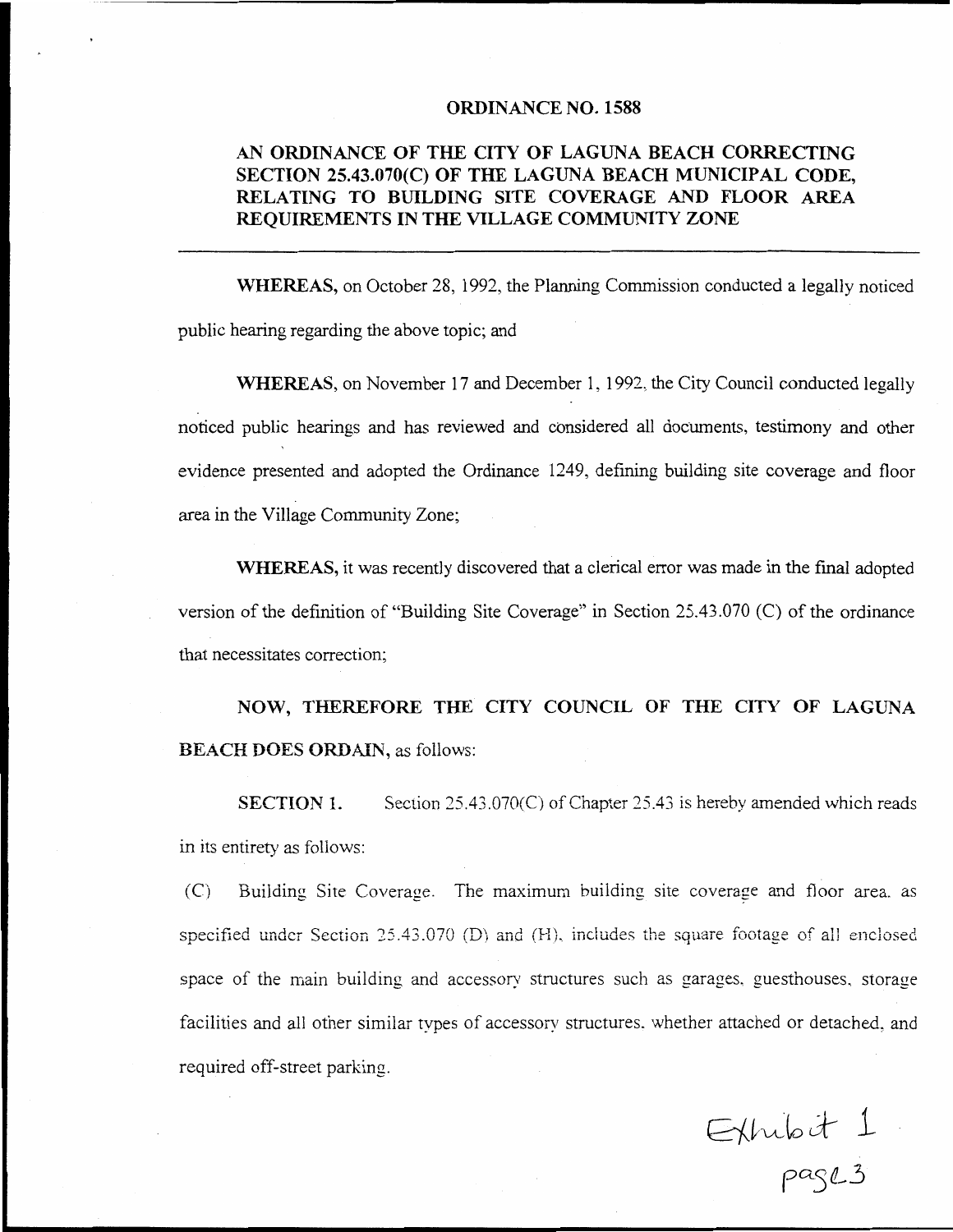# ORDINANCE NO. 1588

## AN ORDINANCE OF THE CITY OF LAGUNA BEACH CORRECTING SECTION 25.43.070(C) OF THE LAGUNA BEACH MUNICIPAL CODE, RELATING TO BUILDING SITE COVERAGE AND FLOOR AREA REQUIREMENTS IN THE VILLAGE COMMUNITY ZONE

---

**WHEREAS,** on October 28, 1992, the Planning Commission conducted a legally noticed public hearing regarding the above topic; and

**WHEREAS,** on November 17 and December 1, 1992, the City Council conducted legally noticed public hearings and has reviewed and considered all documents, testimony and other evidence presented and adopted the Ordinance 1249, defining building site coverage and floor area in the Village Community Zone;

**WHEREAS,** it was recently discovered that a clerical error was made in the final adopted version of the definition of "Building Site Coverage" in Section 25.43.070 (C) of the ordinance that necessitates correction;

**NOW, THEREFORE THE CITY COUNCIL OF THE CITY OF LAGUNA BEACH DOES ORDAIN,** as follows:

**SECTION 1.** Section 25.43.070(C) of Chapter 25.43 is hereby amended which reads in its entirety as follows:

(C) Building Site Coverage. The maximum building site coverage and floor area, as specified under Section 25.43.070 (D) and (H), includes the square footage of all enclosed space of the main building and accessory structures such as garages, guesthouses, storage facilities and all other similar types of accessory structures, whether attached or detached, and required off-street parking.

Exhibit 1
page 3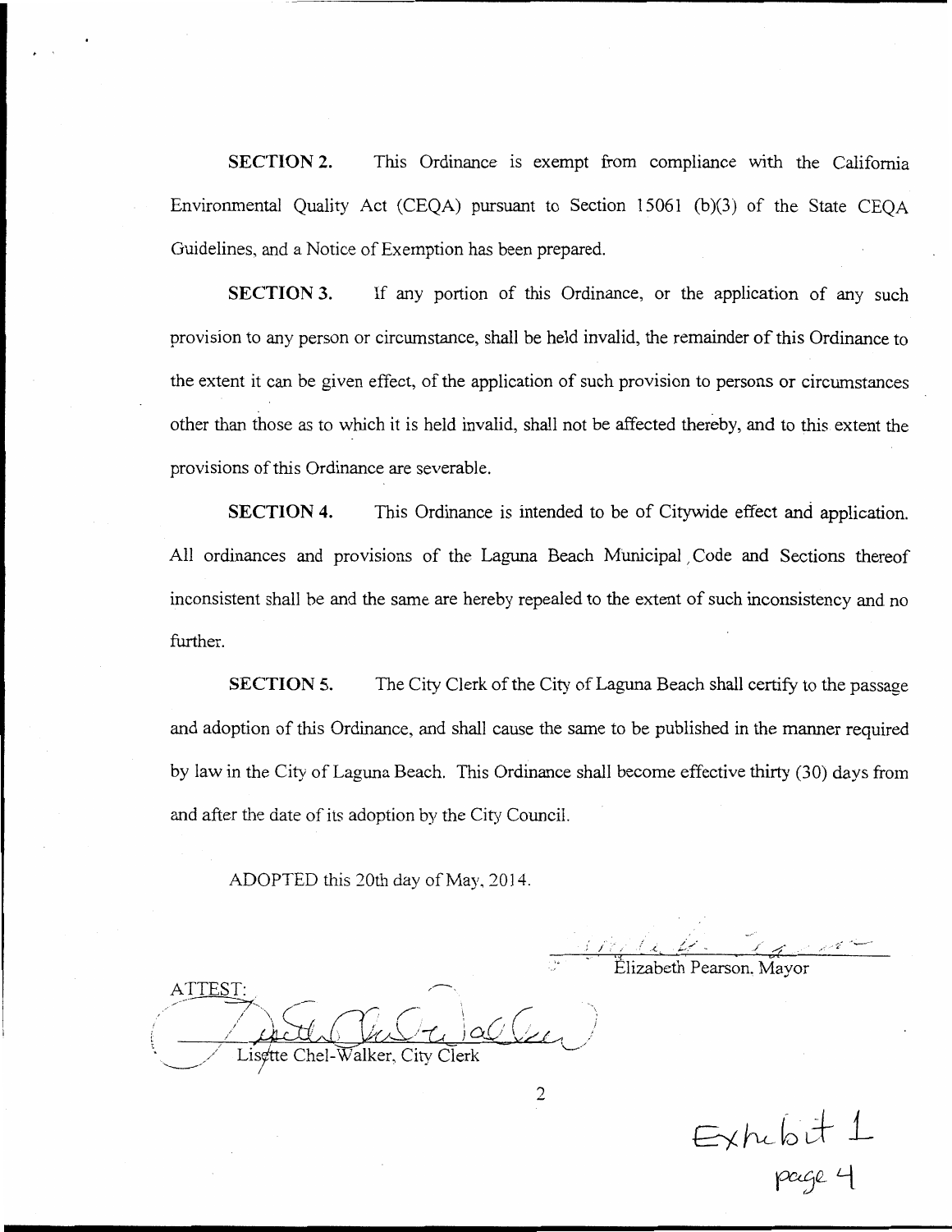**SECTION 2.** This Ordinance is exempt from compliance with the California Environmental Quality Act (CEQA) pursuant to Section 15061 (b)(3) of the State CEQA Guidelines, and a Notice of Exemption has been prepared.

**SECTION 3.** If any portion of this Ordinance, or the application of any such provision to any person or circumstance, shall be held invalid, the remainder of this Ordinance to the extent it can be given effect, of the application of such provision to persons or circumstances other than those as to which it is held invalid, shall not be affected thereby, and to this extent the provisions of this Ordinance are severable.

**SECTION 4.** This Ordinance is intended to be of Citywide effect and application. All ordinances and provisions of the Laguna Beach Municipal Code and Sections thereof inconsistent shall be and the same are hereby repealed to the extent of such inconsistency and no further.

**SECTION 5.** The City Clerk of the City of Laguna Beach shall certify to the passage and adoption of this Ordinance, and shall cause the same to be published in the manner required by law in the City of Laguna Beach. This Ordinance shall become effective thirty (30) days from and after the date of its adoption by the City Council.

ADOPTED this 20th day of May, 2014.

Elizabeth Pearson, Mayor

ATTEST:

Lisette Chel-Walker, City Clerk

Exhibit 1
page 4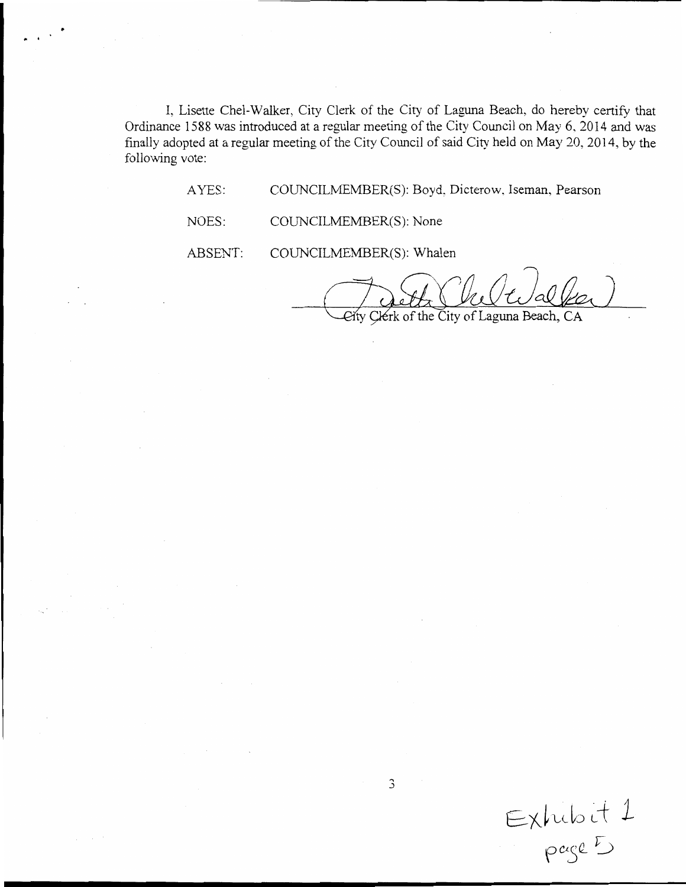I, Lisette Chel-Walker, City Clerk of the City of Laguna Beach, do hereby certify that Ordinance 1588 was introduced at a regular meeting of the City Council on May 6, 2014 and was finally adopted at a regular meeting of the City Council of said City held on May 20, 2014, by the following vote:

AYES: COUNCILMEMBER(S): Boyd, Dicterow, Iseman, Pearson

NOES: COUNCILMEMBER(S): None

ABSENT: COUNCILMEMBER(S): Whalen

City Clerk of the City of Laguna Beach, CA

Exhibit 1
page 5